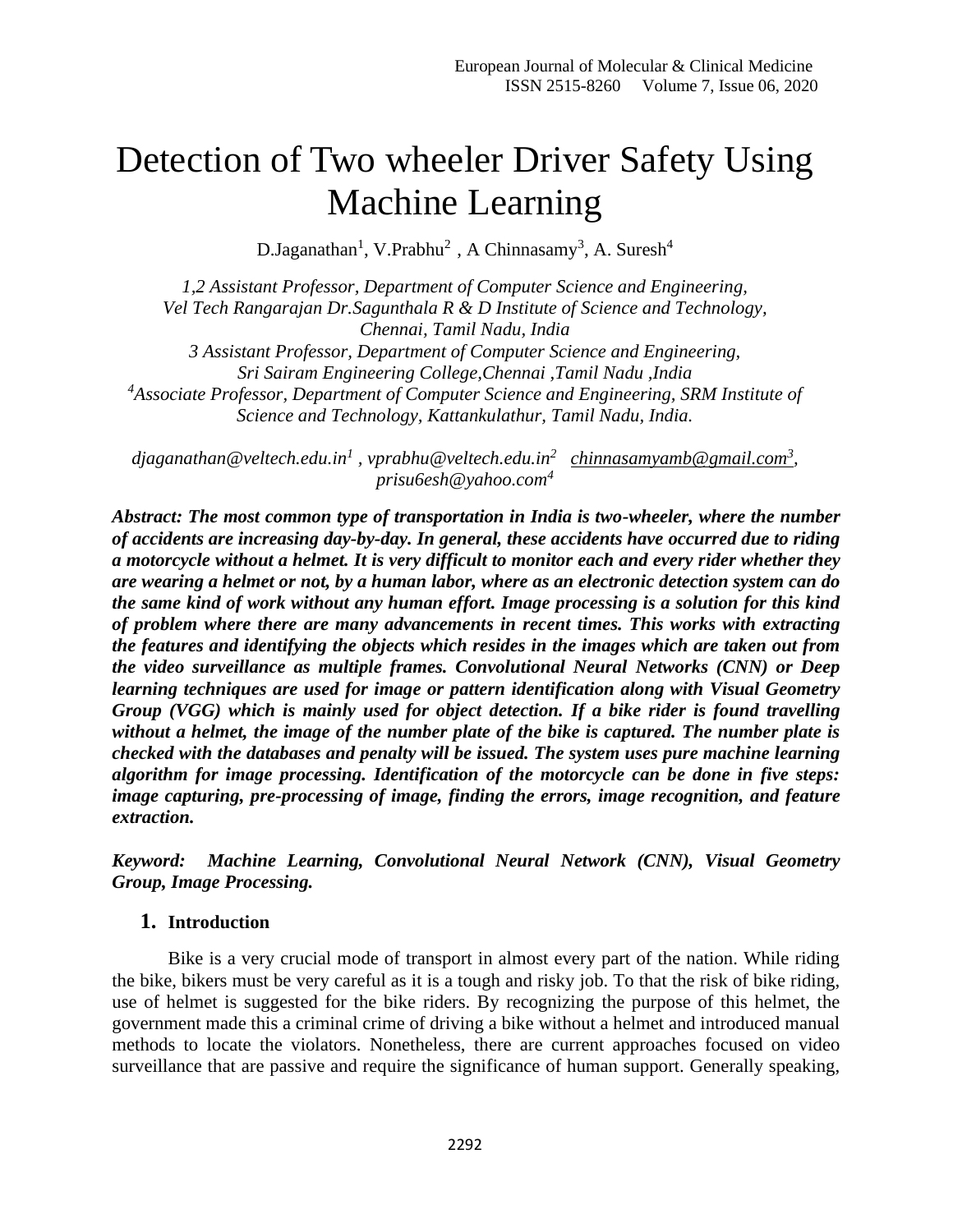# Detection of Two wheeler Driver Safety Using Machine Learning

D.Jaganathan[1], V.Prabhu[2] , A Chinnasamy[3], A. Suresh[4]

*1,2 Assistant Professor, Department of Computer Science and Engineering, Vel Tech Rangarajan Dr.Sagunthala R & D Institute of Science and Technology, Chennai, Tamil Nadu, India*
*3 Assistant Professor, Department of Computer Science and Engineering, Sri Sairam Engineering College,Chennai ,Tamil Nadu ,India*
*[4]Associate Professor, Department of Computer Science and Engineering, SRM Institute of Science and Technology, Kattankulathur, Tamil Nadu, India.*

*djaganathan@veltech.edu.in[1] , vprabhu@veltech.edu.in[2] chinnasamyamb@gmail.com[3], prisu6esh@yahoo.com[4]*

***Abstract: The most common type of transportation in India is two-wheeler, where the number of accidents are increasing day-by-day. In general, these accidents have occurred due to riding a motorcycle without a helmet. It is very difficult to monitor each and every rider whether they are wearing a helmet or not, by a human labor, where as an electronic detection system can do the same kind of work without any human effort. Image processing is a solution for this kind of problem where there are many advancements in recent times. This works with extracting the features and identifying the objects which resides in the images which are taken out from the video surveillance as multiple frames. Convolutional Neural Networks (CNN) or Deep learning techniques are used for image or pattern identification along with Visual Geometry Group (VGG) which is mainly used for object detection. If a bike rider is found travelling without a helmet, the image of the number plate of the bike is captured. The number plate is checked with the databases and penalty will be issued. The system uses pure machine learning algorithm for image processing. Identification of the motorcycle can be done in five steps: image capturing, pre-processing of image, finding the errors, image recognition, and feature extraction.***

***Keyword: Machine Learning, Convolutional Neural Network (CNN), Visual Geometry Group, Image Processing.***

## 1. Introduction

Bike is a very crucial mode of transport in almost every part of the nation. While riding the bike, bikers must be very careful as it is a tough and risky job. To that the risk of bike riding, use of helmet is suggested for the bike riders. By recognizing the purpose of this helmet, the government made this a criminal crime of driving a bike without a helmet and introduced manual methods to locate the violators. Nonetheless, there are current approaches focused on video surveillance that are passive and require the significance of human support. Generally speaking,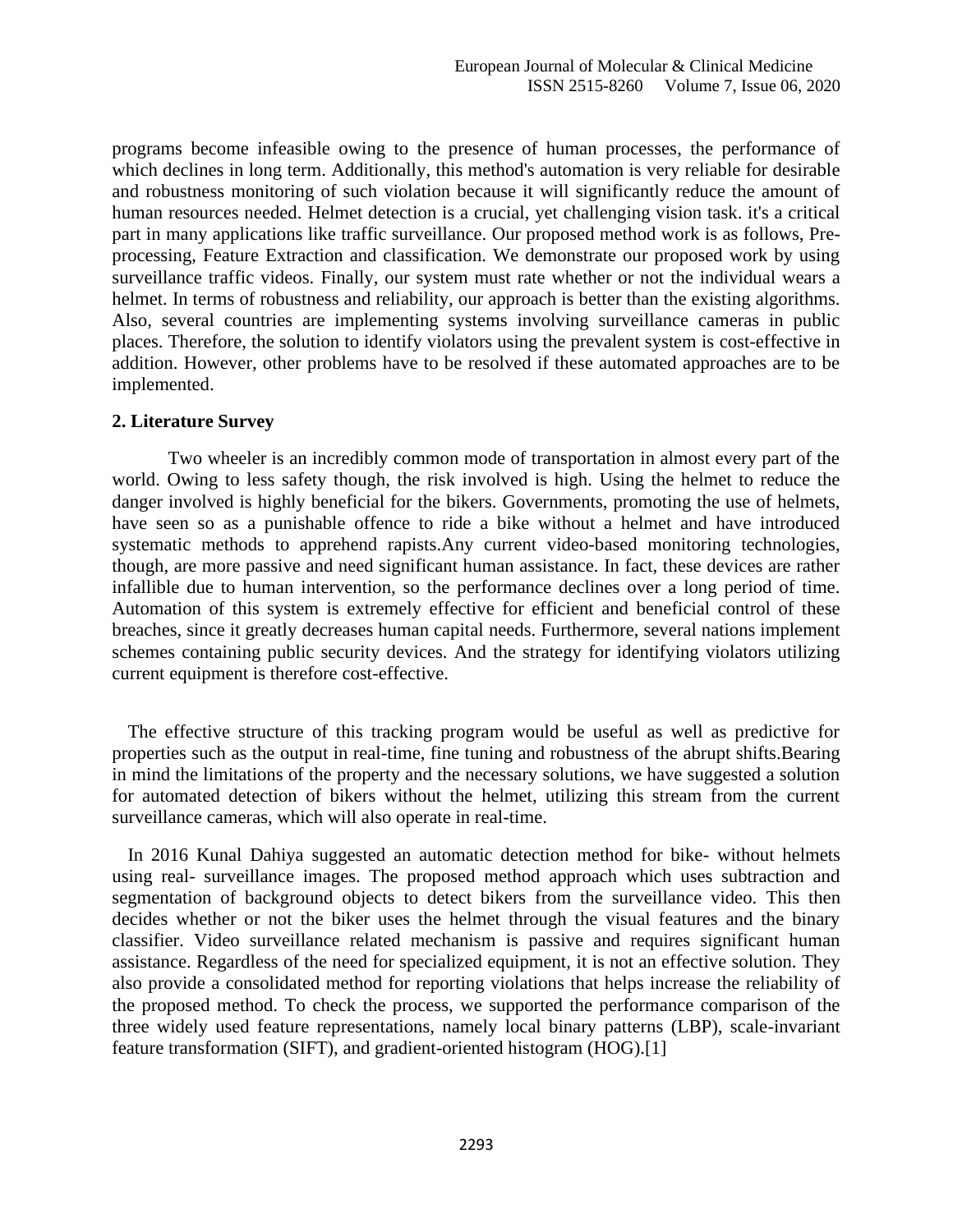programs become infeasible owing to the presence of human processes, the performance of which declines in long term. Additionally, this method's automation is very reliable for desirable and robustness monitoring of such violation because it will significantly reduce the amount of human resources needed. Helmet detection is a crucial, yet challenging vision task. it's a critical part in many applications like traffic surveillance. Our proposed method work is as follows, Pre-processing, Feature Extraction and classification. We demonstrate our proposed work by using surveillance traffic videos. Finally, our system must rate whether or not the individual wears a helmet. In terms of robustness and reliability, our approach is better than the existing algorithms. Also, several countries are implementing systems involving surveillance cameras in public places. Therefore, the solution to identify violators using the prevalent system is cost-effective in addition. However, other problems have to be resolved if these automated approaches are to be implemented.

## 2. Literature Survey

Two wheeler is an incredibly common mode of transportation in almost every part of the world. Owing to less safety though, the risk involved is high. Using the helmet to reduce the danger involved is highly beneficial for the bikers. Governments, promoting the use of helmets, have seen so as a punishable offence to ride a bike without a helmet and have introduced systematic methods to apprehend rapists.Any current video-based monitoring technologies, though, are more passive and need significant human assistance. In fact, these devices are rather infallible due to human intervention, so the performance declines over a long period of time. Automation of this system is extremely effective for efficient and beneficial control of these breaches, since it greatly decreases human capital needs. Furthermore, several nations implement schemes containing public security devices. And the strategy for identifying violators utilizing current equipment is therefore cost-effective.

The effective structure of this tracking program would be useful as well as predictive for properties such as the output in real-time, fine tuning and robustness of the abrupt shifts.Bearing in mind the limitations of the property and the necessary solutions, we have suggested a solution for automated detection of bikers without the helmet, utilizing this stream from the current surveillance cameras, which will also operate in real-time.

In 2016 Kunal Dahiya suggested an automatic detection method for bike- without helmets using real- surveillance images. The proposed method approach which uses subtraction and segmentation of background objects to detect bikers from the surveillance video. This then decides whether or not the biker uses the helmet through the visual features and the binary classifier. Video surveillance related mechanism is passive and requires significant human assistance. Regardless of the need for specialized equipment, it is not an effective solution. They also provide a consolidated method for reporting violations that helps increase the reliability of the proposed method. To check the process, we supported the performance comparison of the three widely used feature representations, namely local binary patterns (LBP), scale-invariant feature transformation (SIFT), and gradient-oriented histogram (HOG).[1]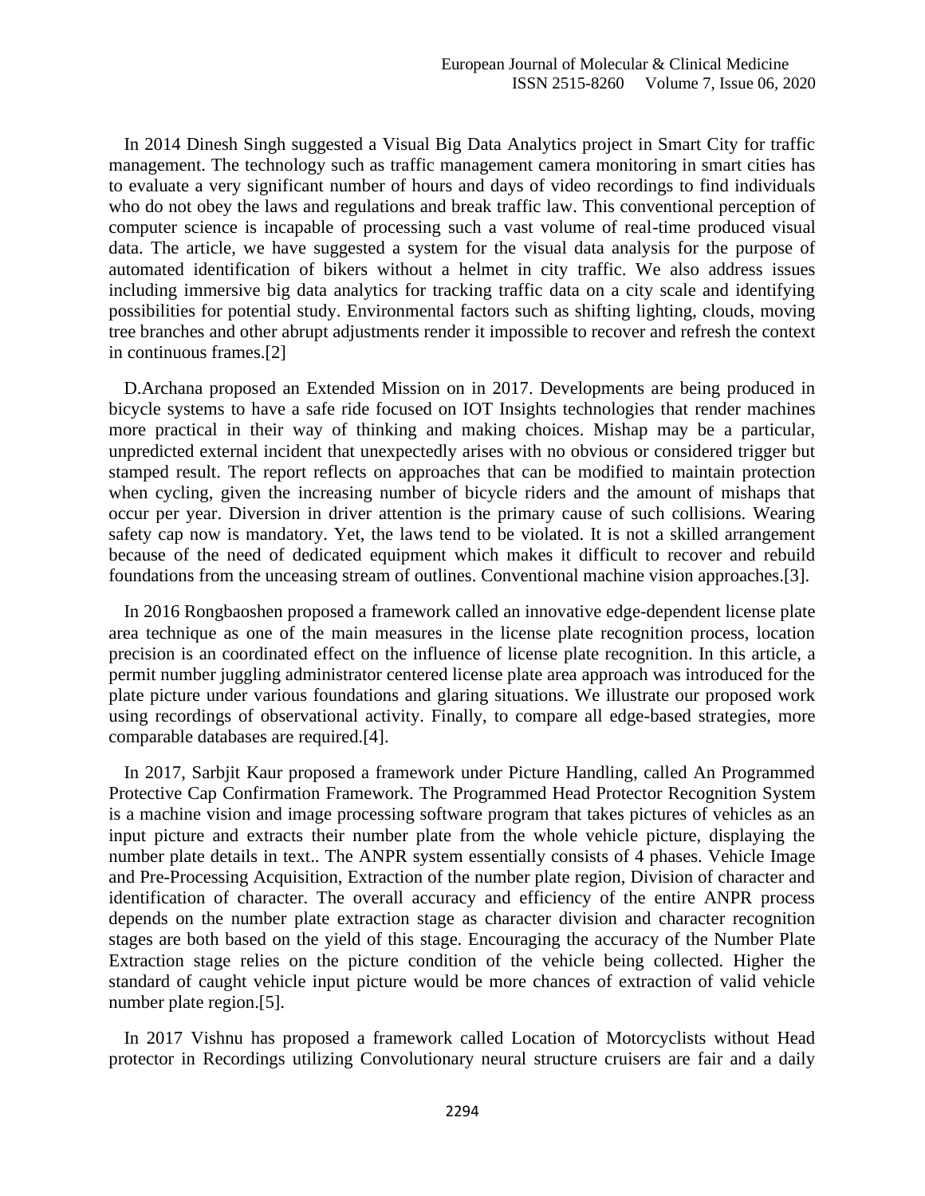In 2014 Dinesh Singh suggested a Visual Big Data Analytics project in Smart City for traffic management. The technology such as traffic management camera monitoring in smart cities has to evaluate a very significant number of hours and days of video recordings to find individuals who do not obey the laws and regulations and break traffic law. This conventional perception of computer science is incapable of processing such a vast volume of real-time produced visual data. The article, we have suggested a system for the visual data analysis for the purpose of automated identification of bikers without a helmet in city traffic. We also address issues including immersive big data analytics for tracking traffic data on a city scale and identifying possibilities for potential study. Environmental factors such as shifting lighting, clouds, moving tree branches and other abrupt adjustments render it impossible to recover and refresh the context in continuous frames.[2]

D.Archana proposed an Extended Mission on in 2017. Developments are being produced in bicycle systems to have a safe ride focused on IOT Insights technologies that render machines more practical in their way of thinking and making choices. Mishap may be a particular, unpredicted external incident that unexpectedly arises with no obvious or considered trigger but stamped result. The report reflects on approaches that can be modified to maintain protection when cycling, given the increasing number of bicycle riders and the amount of mishaps that occur per year. Diversion in driver attention is the primary cause of such collisions. Wearing safety cap now is mandatory. Yet, the laws tend to be violated. It is not a skilled arrangement because of the need of dedicated equipment which makes it difficult to recover and rebuild foundations from the unceasing stream of outlines. Conventional machine vision approaches.[3].

In 2016 Rongbaoshen proposed a framework called an innovative edge-dependent license plate area technique as one of the main measures in the license plate recognition process, location precision is an coordinated effect on the influence of license plate recognition. In this article, a permit number juggling administrator centered license plate area approach was introduced for the plate picture under various foundations and glaring situations. We illustrate our proposed work using recordings of observational activity. Finally, to compare all edge-based strategies, more comparable databases are required.[4].

In 2017, Sarbjit Kaur proposed a framework under Picture Handling, called An Programmed Protective Cap Confirmation Framework. The Programmed Head Protector Recognition System is a machine vision and image processing software program that takes pictures of vehicles as an input picture and extracts their number plate from the whole vehicle picture, displaying the number plate details in text.. The ANPR system essentially consists of 4 phases. Vehicle Image and Pre-Processing Acquisition, Extraction of the number plate region, Division of character and identification of character. The overall accuracy and efficiency of the entire ANPR process depends on the number plate extraction stage as character division and character recognition stages are both based on the yield of this stage. Encouraging the accuracy of the Number Plate Extraction stage relies on the picture condition of the vehicle being collected. Higher the standard of caught vehicle input picture would be more chances of extraction of valid vehicle number plate region.[5].

In 2017 Vishnu has proposed a framework called Location of Motorcyclists without Head protector in Recordings utilizing Convolutionary neural structure cruisers are fair and a daily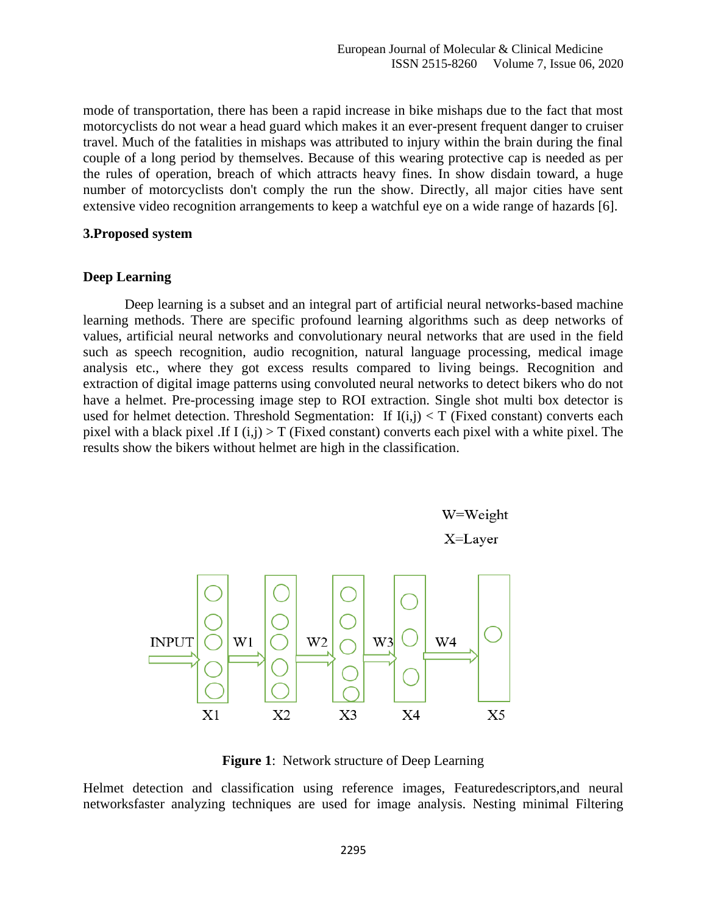mode of transportation, there has been a rapid increase in bike mishaps due to the fact that most motorcyclists do not wear a head guard which makes it an ever-present frequent danger to cruiser travel. Much of the fatalities in mishaps was attributed to injury within the brain during the final couple of a long period by themselves. Because of this wearing protective cap is needed as per the rules of operation, breach of which attracts heavy fines. In show disdain toward, a huge number of motorcyclists don't comply the run the show. Directly, all major cities have sent extensive video recognition arrangements to keep a watchful eye on a wide range of hazards [6].

## 3.Proposed system

### Deep Learning

Deep learning is a subset and an integral part of artificial neural networks-based machine learning methods. There are specific profound learning algorithms such as deep networks of values, artificial neural networks and convolutionary neural networks that are used in the field such as speech recognition, audio recognition, natural language processing, medical image analysis etc., where they got excess results compared to living beings. Recognition and extraction of digital image patterns using convoluted neural networks to detect bikers who do not have a helmet. Pre-processing image step to ROI extraction. Single shot multi box detector is used for helmet detection. Threshold Segmentation: If $I(i,j) < T$ (Fixed constant) converts each pixel with a black pixel .If $I(i,j) > T$ (Fixed constant) converts each pixel with a white pixel. The results show the bikers without helmet are high in the classification.

W=Weight

X=Layer

INPUT → X1 → W1 → X2 → W2 → X3 → W3 → X4 → W4 → X5

**Figure 1**: Network structure of Deep Learning

Helmet detection and classification using reference images, Featuredescriptors,and neural networksfaster analyzing techniques are used for image analysis. Nesting minimal Filtering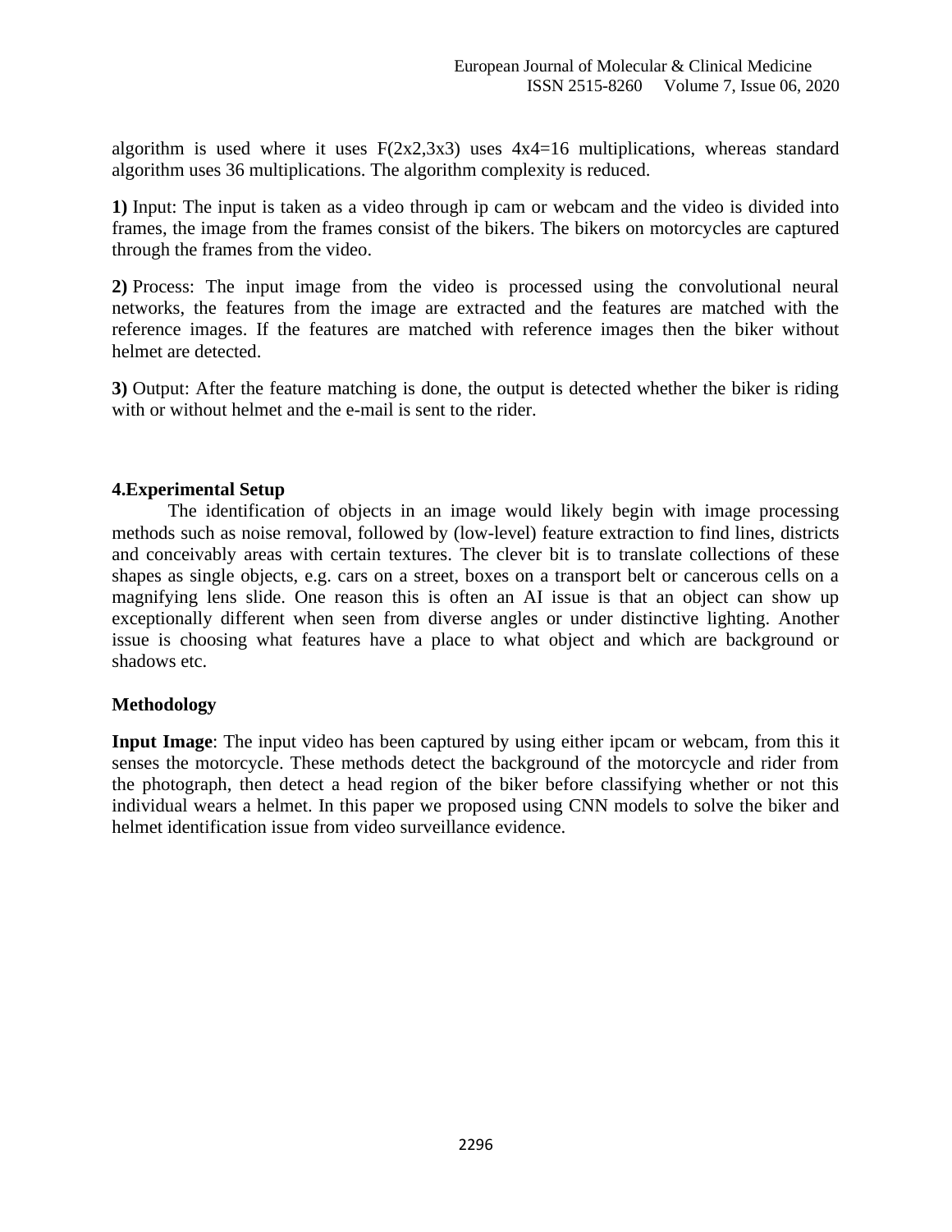algorithm is used where it uses F(2x2,3x3) uses 4x4=16 multiplications, whereas standard algorithm uses 36 multiplications. The algorithm complexity is reduced.

**1)** Input: The input is taken as a video through ip cam or webcam and the video is divided into frames, the image from the frames consist of the bikers. The bikers on motorcycles are captured through the frames from the video.

**2)** Process: The input image from the video is processed using the convolutional neural networks, the features from the image are extracted and the features are matched with the reference images. If the features are matched with reference images then the biker without helmet are detected.

**3)** Output: After the feature matching is done, the output is detected whether the biker is riding with or without helmet and the e-mail is sent to the rider.

## 4.Experimental Setup

The identification of objects in an image would likely begin with image processing methods such as noise removal, followed by (low-level) feature extraction to find lines, districts and conceivably areas with certain textures. The clever bit is to translate collections of these shapes as single objects, e.g. cars on a street, boxes on a transport belt or cancerous cells on a magnifying lens slide. One reason this is often an AI issue is that an object can show up exceptionally different when seen from diverse angles or under distinctive lighting. Another issue is choosing what features have a place to what object and which are background or shadows etc.

## Methodology

**Input Image**: The input video has been captured by using either ipcam or webcam, from this it senses the motorcycle. These methods detect the background of the motorcycle and rider from the photograph, then detect a head region of the biker before classifying whether or not this individual wears a helmet. In this paper we proposed using CNN models to solve the biker and helmet identification issue from video surveillance evidence.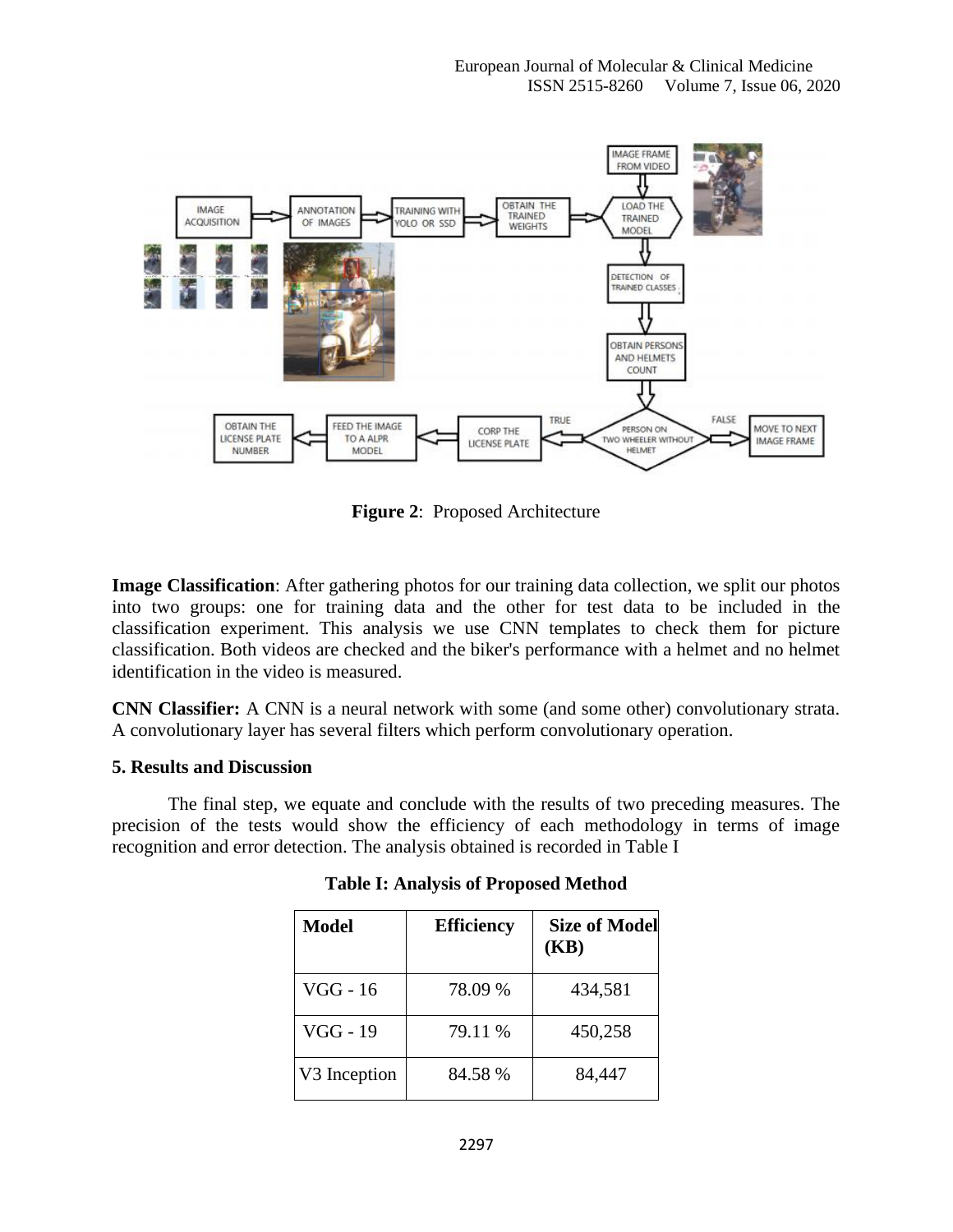**Figure 2**: Proposed Architecture

**Image Classification**: After gathering photos for our training data collection, we split our photos into two groups: one for training data and the other for test data to be included in the classification experiment. This analysis we use CNN templates to check them for picture classification. Both videos are checked and the biker's performance with a helmet and no helmet identification in the video is measured.

**CNN Classifier:** A CNN is a neural network with some (and some other) convolutionary strata. A convolutionary layer has several filters which perform convolutionary operation.

## 5. Results and Discussion

The final step, we equate and conclude with the results of two preceding measures. The precision of the tests would show the efficiency of each methodology in terms of image recognition and error detection. The analysis obtained is recorded in Table I

**Table I: Analysis of Proposed Method**

| Model | Efficiency | Size of Model (KB) |
|---|---|---|
| VGG - 16 | 78.09 % | 434,581 |
| VGG - 19 | 79.11 % | 450,258 |
| V3 Inception | 84.58 % | 84,447 |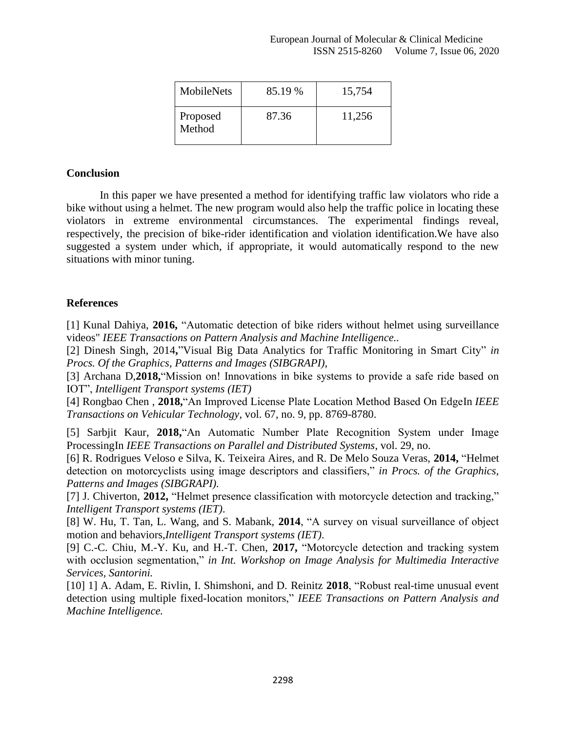| | | |
|---|---|---|
| MobileNets | 85.19 % | 15,754 |
| Proposed Method | 87.36 | 11,256 |

## Conclusion

In this paper we have presented a method for identifying traffic law violators who ride a bike without using a helmet. The new program would also help the traffic police in locating these violators in extreme environmental circumstances. The experimental findings reveal, respectively, the precision of bike-rider identification and violation identification.We have also suggested a system under which, if appropriate, it would automatically respond to the new situations with minor tuning.

## References

[1] Kunal Dahiya, **2016,** "Automatic detection of bike riders without helmet using surveillance videos" *IEEE Transactions on Pattern Analysis and Machine Intelligence..*

[2] Dinesh Singh, 2014**,**"Visual Big Data Analytics for Traffic Monitoring in Smart City" *in Procs. Of the Graphics, Patterns and Images (SIBGRAPI),*

[3] Archana D,**2018,**"Mission on! Innovations in bike systems to provide a safe ride based on IOT", *Intelligent Transport systems (IET)*

[4] Rongbao Chen , **2018,**"An Improved License Plate Location Method Based On EdgeIn *IEEE Transactions on Vehicular Technology,* vol. 67, no. 9, pp. 8769-8780.

[5] Sarbjit Kaur, **2018,**"An Automatic Number Plate Recognition System under Image ProcessingIn *IEEE Transactions on Parallel and Distributed Systems*, vol. 29, no.

[6] R. Rodrigues Veloso e Silva, K. Teixeira Aires, and R. De Melo Souza Veras, **2014,** "Helmet detection on motorcyclists using image descriptors and classifiers," *in Procs. of the Graphics, Patterns and Images (SIBGRAPI).*

[7] J. Chiverton, **2012,** "Helmet presence classification with motorcycle detection and tracking," *Intelligent Transport systems (IET).*

[8] W. Hu, T. Tan, L. Wang, and S. Mabank, **2014**, "A survey on visual surveillance of object motion and behaviors,*Intelligent Transport systems (IET).*

[9] C.-C. Chiu, M.-Y. Ku, and H.-T. Chen, **2017,** "Motorcycle detection and tracking system with occlusion segmentation," *in Int. Workshop on Image Analysis for Multimedia Interactive Services, Santorini.*

[10] 1] A. Adam, E. Rivlin, I. Shimshoni, and D. Reinitz **2018**, "Robust real-time unusual event detection using multiple fixed-location monitors," *IEEE Transactions on Pattern Analysis and Machine Intelligence.*